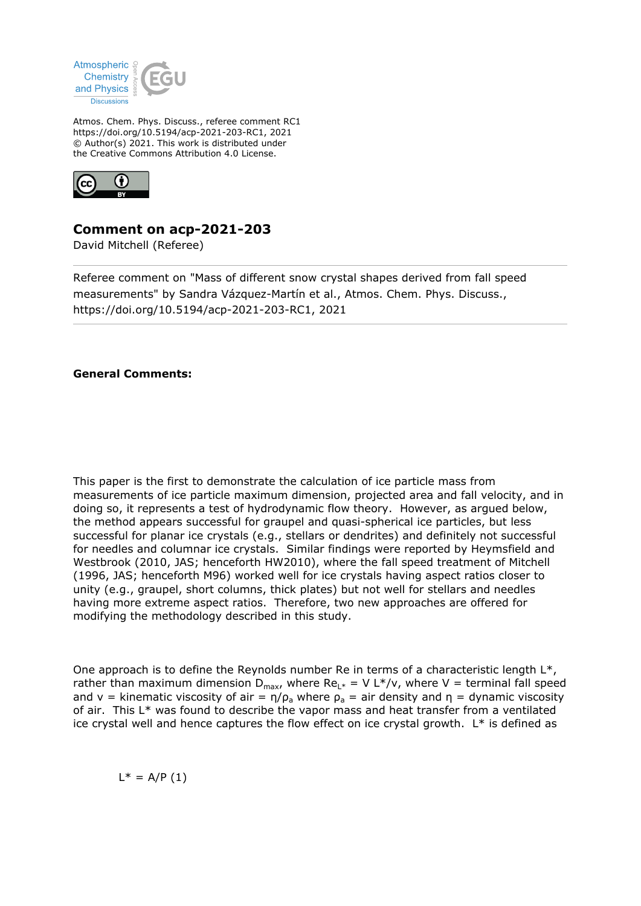Atmospheric Chemistry and Physics Discussions

Atmos. Chem. Phys. Discuss., referee comment RC1
https://doi.org/10.5194/acp-2021-203-RC1, 2021
© Author(s) 2021. This work is distributed under the Creative Commons Attribution 4.0 License.

# Comment on acp-2021-203

David Mitchell (Referee)

Referee comment on "Mass of different snow crystal shapes derived from fall speed measurements" by Sandra Vázquez-Martín et al., Atmos. Chem. Phys. Discuss., https://doi.org/10.5194/acp-2021-203-RC1, 2021

**General Comments:**

This paper is the first to demonstrate the calculation of ice particle mass from measurements of ice particle maximum dimension, projected area and fall velocity, and in doing so, it represents a test of hydrodynamic flow theory. However, as argued below, the method appears successful for graupel and quasi-spherical ice particles, but less successful for planar ice crystals (e.g., stellars or dendrites) and definitely not successful for needles and columnar ice crystals. Similar findings were reported by Heymsfield and Westbrook (2010, JAS; henceforth HW2010), where the fall speed treatment of Mitchell (1996, JAS; henceforth M96) worked well for ice crystals having aspect ratios closer to unity (e.g., graupel, short columns, thick plates) but not well for stellars and needles having more extreme aspect ratios. Therefore, two new approaches are offered for modifying the methodology described in this study.

One approach is to define the Reynolds number Re in terms of a characteristic length L*, rather than maximum dimension $D_{max}$, where $Re_{L*} = V L^*/v$, where V = terminal fall speed and v = kinematic viscosity of air = $\eta/\rho_a$ where $\rho_a$ = air density and $\eta$ = dynamic viscosity of air. This L* was found to describe the vapor mass and heat transfer from a ventilated ice crystal well and hence captures the flow effect on ice crystal growth. L* is defined as

$$L^* = A/P \quad (1)$$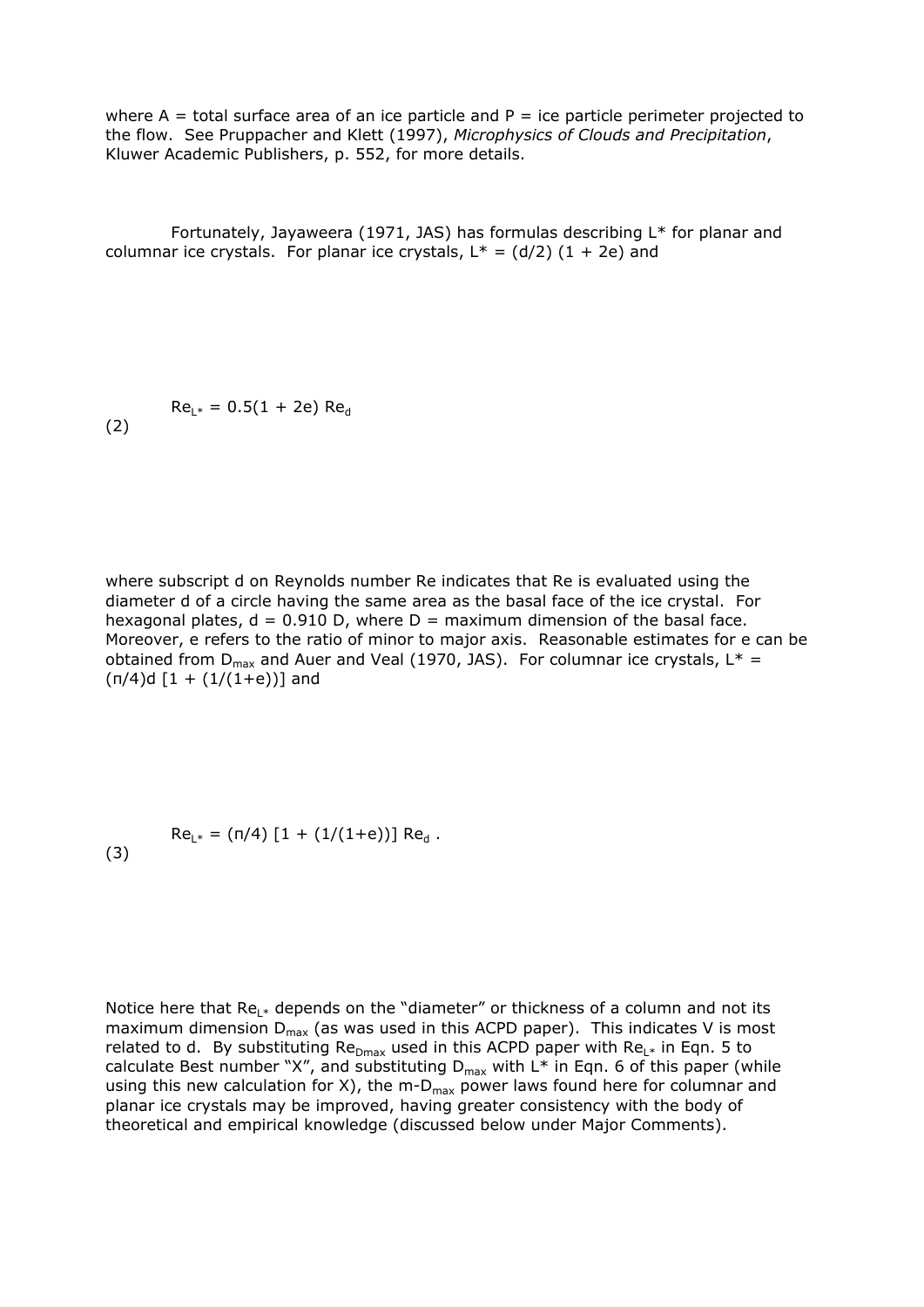where A = total surface area of an ice particle and P = ice particle perimeter projected to the flow. See Pruppacher and Klett (1997), *Microphysics of Clouds and Precipitation*, Kluwer Academic Publishers, p. 552, for more details.

Fortunately, Jayaweera (1971, JAS) has formulas describing $L^*$ for planar and columnar ice crystals. For planar ice crystals, $L^* = (d/2)(1 + 2e)$ and

$$Re_{L*} = 0.5(1 + 2e)\, Re_d \tag{2}$$

where subscript d on Reynolds number Re indicates that Re is evaluated using the diameter d of a circle having the same area as the basal face of the ice crystal. For hexagonal plates, $d = 0.910\,D$, where D = maximum dimension of the basal face. Moreover, e refers to the ratio of minor to major axis. Reasonable estimates for e can be obtained from $D_{max}$ and Auer and Veal (1970, JAS). For columnar ice crystals, $L^* = (\pi/4)d\,[1 + (1/(1+e))]$ and

$$Re_{L*} = (\pi/4)\,[1 + (1/(1+e))]\, Re_d\,. \tag{3}$$

Notice here that $Re_{L*}$ depends on the "diameter" or thickness of a column and not its maximum dimension $D_{max}$ (as was used in this ACPD paper). This indicates V is most related to d. By substituting $Re_{Dmax}$ used in this ACPD paper with $Re_{L*}$ in Eqn. 5 to calculate Best number "X", and substituting $D_{max}$ with $L^*$ in Eqn. 6 of this paper (while using this new calculation for X), the m-$D_{max}$ power laws found here for columnar and planar ice crystals may be improved, having greater consistency with the body of theoretical and empirical knowledge (discussed below under Major Comments).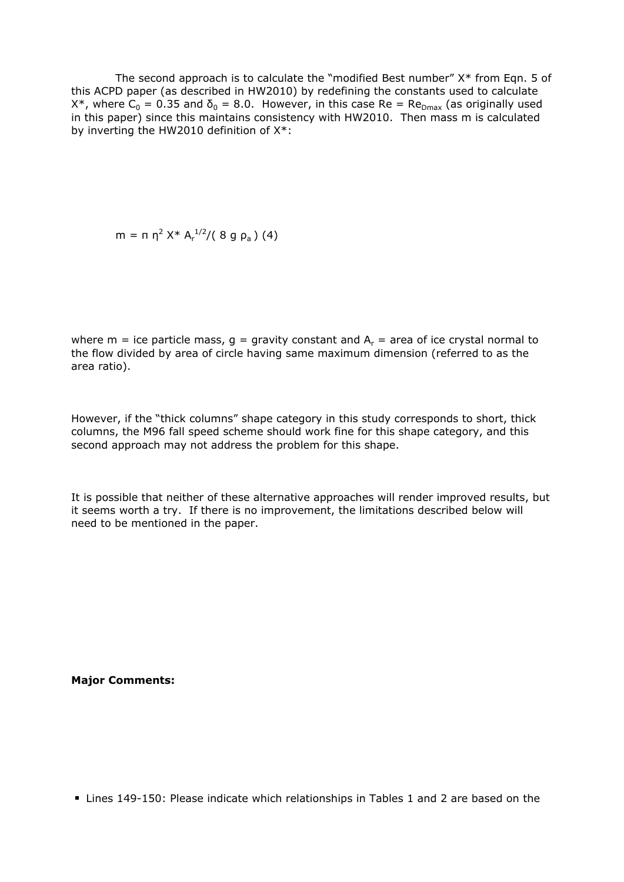The second approach is to calculate the "modified Best number" $X^*$ from Eqn. 5 of this ACPD paper (as described in HW2010) by redefining the constants used to calculate $X^*$, where $C_0 = 0.35$ and $\delta_0 = 8.0$. However, in this case $Re = Re_{Dmax}$ (as originally used in this paper) since this maintains consistency with HW2010. Then mass m is calculated by inverting the HW2010 definition of $X^*$:

$$m = \pi \eta^2 X^* A_r^{1/2} / (8 g \rho_a) \quad (4)$$

where m = ice particle mass, g = gravity constant and $A_r$ = area of ice crystal normal to the flow divided by area of circle having same maximum dimension (referred to as the area ratio).

However, if the "thick columns" shape category in this study corresponds to short, thick columns, the M96 fall speed scheme should work fine for this shape category, and this second approach may not address the problem for this shape.

It is possible that neither of these alternative approaches will render improved results, but it seems worth a try. If there is no improvement, the limitations described below will need to be mentioned in the paper.

**Major Comments:**

- Lines 149-150: Please indicate which relationships in Tables 1 and 2 are based on the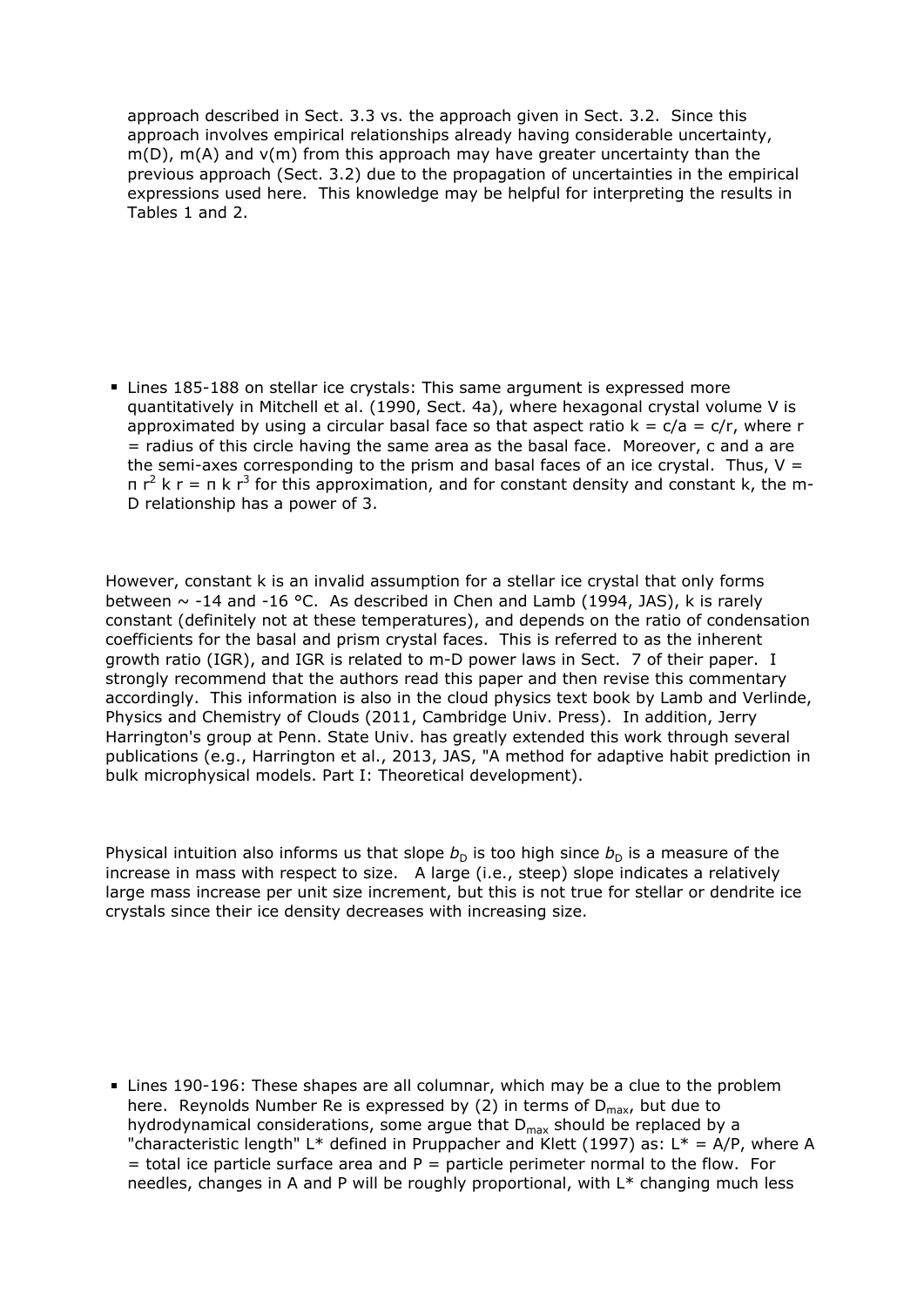approach described in Sect. 3.3 vs. the approach given in Sect. 3.2. Since this approach involves empirical relationships already having considerable uncertainty, m(D), m(A) and v(m) from this approach may have greater uncertainty than the previous approach (Sect. 3.2) due to the propagation of uncertainties in the empirical expressions used here. This knowledge may be helpful for interpreting the results in Tables 1 and 2.

- Lines 185-188 on stellar ice crystals: This same argument is expressed more quantitatively in Mitchell et al. (1990, Sect. 4a), where hexagonal crystal volume V is approximated by using a circular basal face so that aspect ratio $k = c/a = c/r$, where r = radius of this circle having the same area as the basal face. Moreover, c and a are the semi-axes corresponding to the prism and basal faces of an ice crystal. Thus, $V = \pi r^2 k r = \pi k r^3$ for this approximation, and for constant density and constant k, the m-D relationship has a power of 3.

However, constant k is an invalid assumption for a stellar ice crystal that only forms between ~ -14 and -16 °C. As described in Chen and Lamb (1994, JAS), k is rarely constant (definitely not at these temperatures), and depends on the ratio of condensation coefficients for the basal and prism crystal faces. This is referred to as the inherent growth ratio (IGR), and IGR is related to m-D power laws in Sect. 7 of their paper. I strongly recommend that the authors read this paper and then revise this commentary accordingly. This information is also in the cloud physics text book by Lamb and Verlinde, Physics and Chemistry of Clouds (2011, Cambridge Univ. Press). In addition, Jerry Harrington's group at Penn. State Univ. has greatly extended this work through several publications (e.g., Harrington et al., 2013, JAS, "A method for adaptive habit prediction in bulk microphysical models. Part I: Theoretical development).

Physical intuition also informs us that slope $b_D$ is too high since $b_D$ is a measure of the increase in mass with respect to size. A large (i.e., steep) slope indicates a relatively large mass increase per unit size increment, but this is not true for stellar or dendrite ice crystals since their ice density decreases with increasing size.

- Lines 190-196: These shapes are all columnar, which may be a clue to the problem here. Reynolds Number Re is expressed by (2) in terms of $D_{max}$, but due to hydrodynamical considerations, some argue that $D_{max}$ should be replaced by a "characteristic length" $L^*$ defined in Pruppacher and Klett (1997) as: $L^* = A/P$, where A = total ice particle surface area and P = particle perimeter normal to the flow. For needles, changes in A and P will be roughly proportional, with $L^*$ changing much less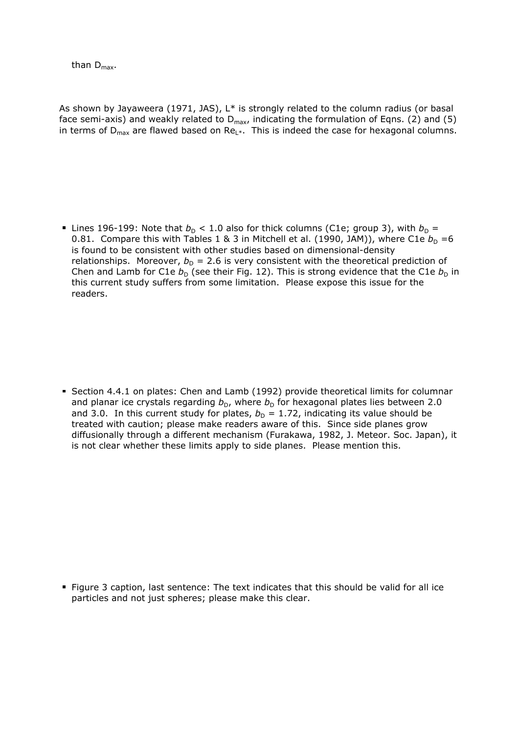than $D_{max}$.

As shown by Jayaweera (1971, JAS), L* is strongly related to the column radius (or basal face semi-axis) and weakly related to $D_{max}$, indicating the formulation of Eqns. (2) and (5) in terms of $D_{max}$ are flawed based on $Re_{L*}$. This is indeed the case for hexagonal columns.

- Lines 196-199: Note that $b_D < 1.0$ also for thick columns (C1e; group 3), with $b_D$ = 0.81. Compare this with Tables 1 & 3 in Mitchell et al. (1990, JAM)), where C1e $b_D$ =6 is found to be consistent with other studies based on dimensional-density relationships. Moreover, $b_D$ = 2.6 is very consistent with the theoretical prediction of Chen and Lamb for C1e $b_D$ (see their Fig. 12). This is strong evidence that the C1e $b_D$ in this current study suffers from some limitation. Please expose this issue for the readers.

- Section 4.4.1 on plates: Chen and Lamb (1992) provide theoretical limits for columnar and planar ice crystals regarding $b_D$, where $b_D$ for hexagonal plates lies between 2.0 and 3.0. In this current study for plates, $b_D$ = 1.72, indicating its value should be treated with caution; please make readers aware of this. Since side planes grow diffusionally through a different mechanism (Furakawa, 1982, J. Meteor. Soc. Japan), it is not clear whether these limits apply to side planes. Please mention this.

- Figure 3 caption, last sentence: The text indicates that this should be valid for all ice particles and not just spheres; please make this clear.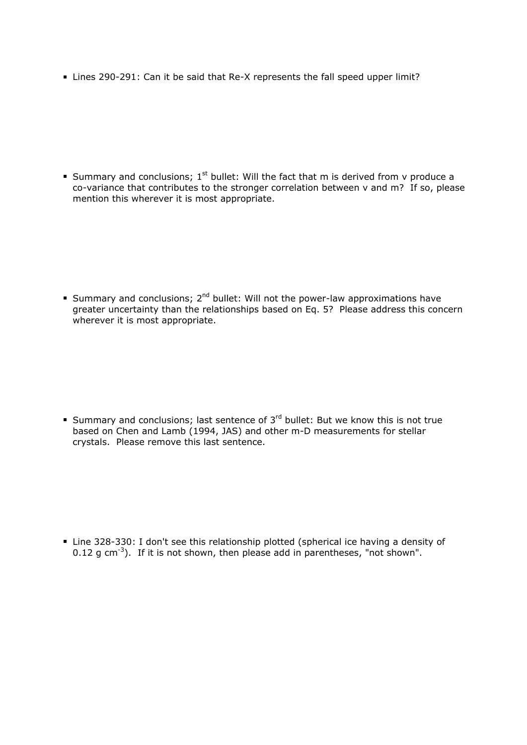- Lines 290-291: Can it be said that Re-X represents the fall speed upper limit?

- Summary and conclusions; 1st bullet: Will the fact that m is derived from v produce a co-variance that contributes to the stronger correlation between v and m? If so, please mention this wherever it is most appropriate.

- Summary and conclusions; 2nd bullet: Will not the power-law approximations have greater uncertainty than the relationships based on Eq. 5? Please address this concern wherever it is most appropriate.

- Summary and conclusions; last sentence of 3rd bullet: But we know this is not true based on Chen and Lamb (1994, JAS) and other m-D measurements for stellar crystals. Please remove this last sentence.

- Line 328-330: I don't see this relationship plotted (spherical ice having a density of 0.12 g $cm^{-3}$). If it is not shown, then please add in parentheses, "not shown".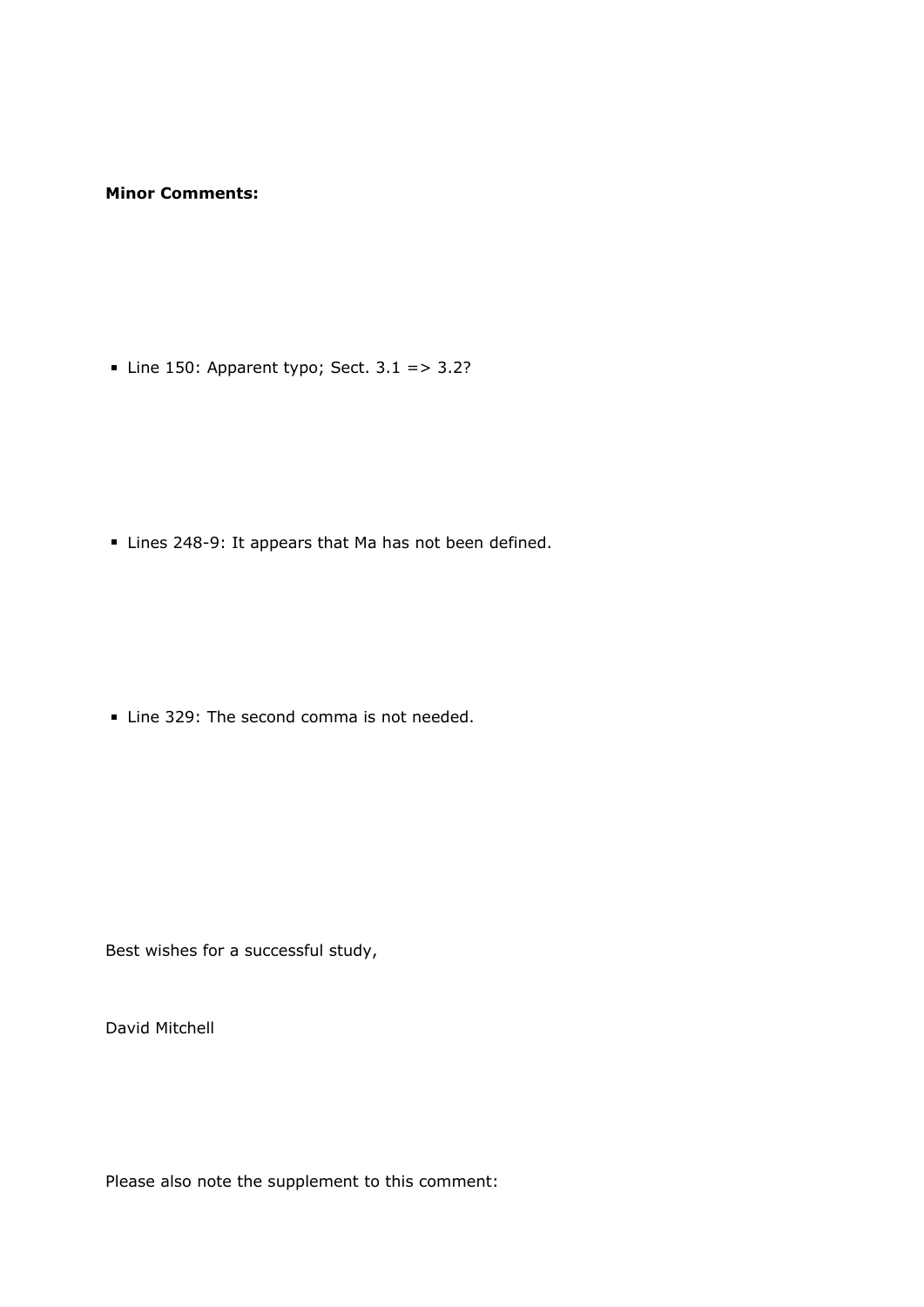**Minor Comments:**

- Line 150: Apparent typo; Sect. 3.1 => 3.2?

- Lines 248-9: It appears that Ma has not been defined.

- Line 329: The second comma is not needed.

Best wishes for a successful study,

David Mitchell

Please also note the supplement to this comment: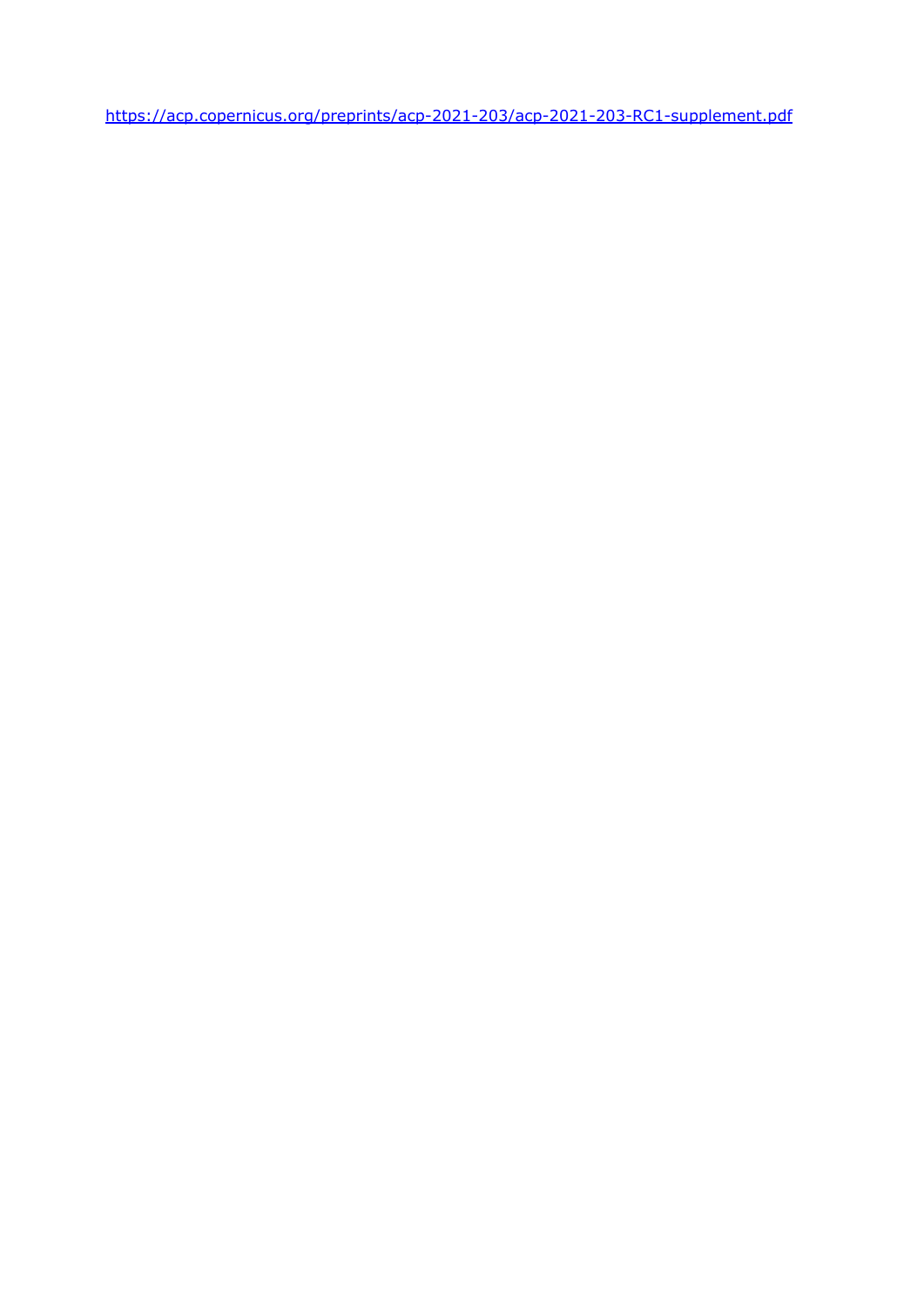https://acp.copernicus.org/preprints/acp-2021-203/acp-2021-203-RC1-supplement.pdf